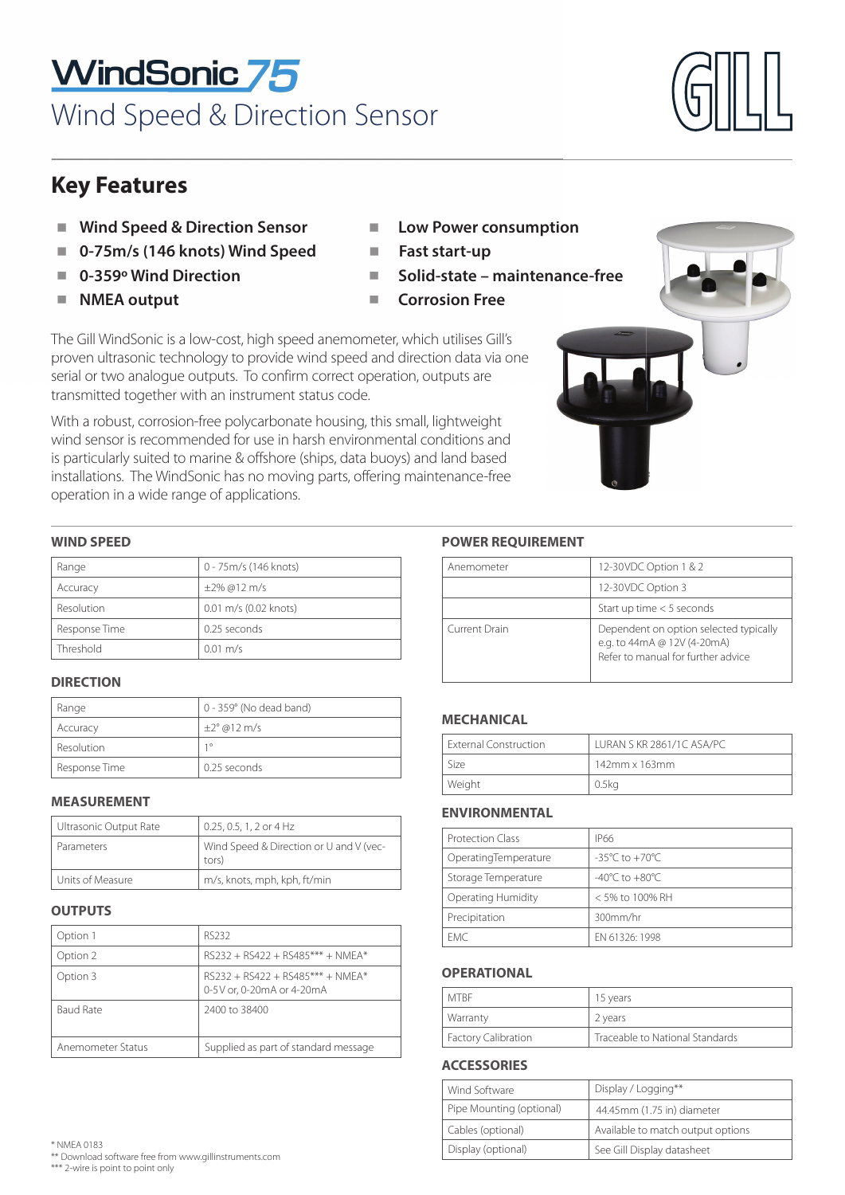# WindSonic 75

## Wind Speed & Direction Sensor

## Key Features

- Wind Speed & Direction Sensor
- 0-75m/s (146 knots) Wind Speed
- 0-359º Wind Direction
- NMEA output
- Low Power consumption
- Fast start-up
- Solid-state – maintenance-free
- Corrosion Free

The Gill WindSonic is a low-cost, high speed anemometer, which utilises Gill's proven ultrasonic technology to provide wind speed and direction data via one serial or two analogue outputs. To confirm correct operation, outputs are transmitted together with an instrument status code.

With a robust, corrosion-free polycarbonate housing, this small, lightweight wind sensor is recommended for use in harsh environmental conditions and is particularly suited to marine & offshore (ships, data buoys) and land based installations. The WindSonic has no moving parts, offering maintenance-free operation in a wide range of applications.

### WIND SPEED

| | |
|---|---|
| Range | 0 - 75m/s (146 knots) |
| Accuracy | ±2% @12 m/s |
| Resolution | 0.01 m/s (0.02 knots) |
| Response Time | 0.25 seconds |
| Threshold | 0.01 m/s |

### DIRECTION

| | |
|---|---|
| Range | 0 - 359° (No dead band) |
| Accuracy | ±2° @12 m/s |
| Resolution | 1° |
| Response Time | 0.25 seconds |

### MEASUREMENT

| | |
|---|---|
| Ultrasonic Output Rate | 0.25, 0.5, 1, 2 or 4 Hz |
| Parameters | Wind Speed & Direction or U and V (vectors) |
| Units of Measure | m/s, knots, mph, kph, ft/min |

### OUTPUTS

| | |
|---|---|
| Option 1 | RS232 |
| Option 2 | RS232 + RS422 + RS485*** + NMEA* |
| Option 3 | RS232 + RS422 + RS485*** + NMEA* 0-5V or, 0-20mA or 4-20mA |
| Baud Rate | 2400 to 38400 |
| Anemometer Status | Supplied as part of standard message |

### POWER REQUIREMENT

| | |
|---|---|
| Anemometer | 12-30VDC Option 1 & 2 |
| | 12-30VDC Option 3 |
| | Start up time < 5 seconds |
| Current Drain | Dependent on option selected typically e.g. to 44mA @ 12V (4-20mA) Refer to manual for further advice |

### MECHANICAL

| | |
|---|---|
| External Construction | LURAN S KR 2861/1C ASA/PC |
| Size | 142mm x 163mm |
| Weight | 0.5kg |

### ENVIRONMENTAL

| | |
|---|---|
| Protection Class | IP66 |
| OperatingTemperature | -35°C to +70°C |
| Storage Temperature | -40°C to +80°C |
| Operating Humidity | < 5% to 100% RH |
| Precipitation | 300mm/hr |
| EMC | EN 61326: 1998 |

### OPERATIONAL

| | |
|---|---|
| MTBF | 15 years |
| Warranty | 2 years |
| Factory Calibration | Traceable to National Standards |

### ACCESSORIES

| | |
|---|---|
| Wind Software | Display / Logging** |
| Pipe Mounting (optional) | 44.45mm (1.75 in) diameter |
| Cables (optional) | Available to match output options |
| Display (optional) | See Gill Display datasheet |

\* NMEA 0183
** Download software free from www.gillinstruments.com
*** 2-wire is point to point only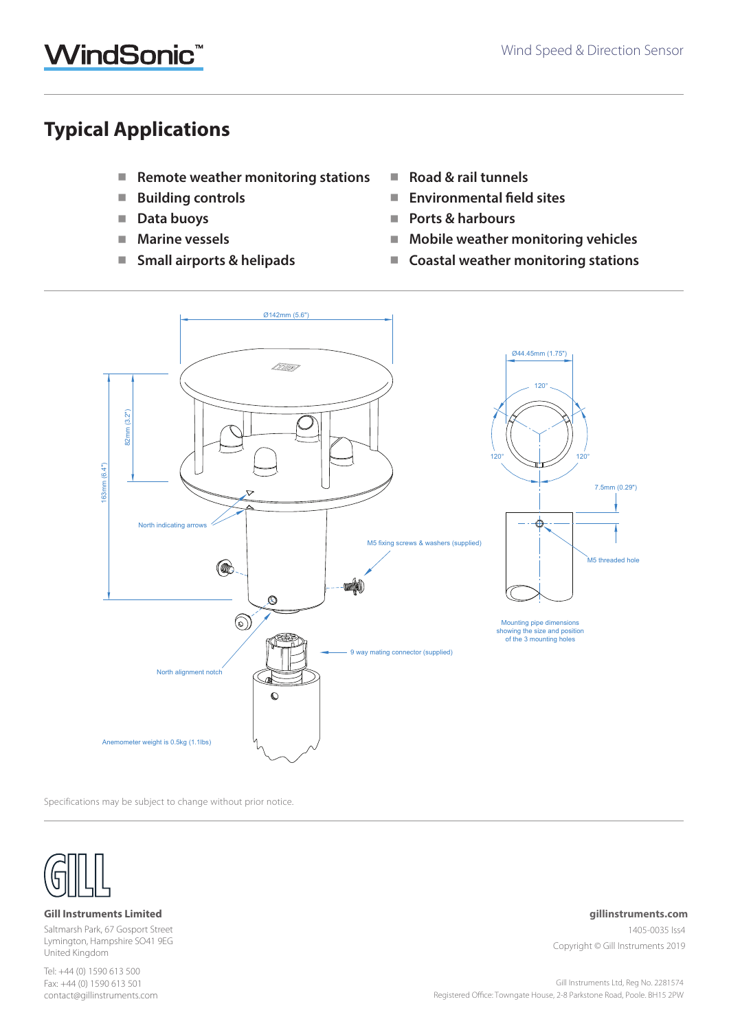WindSonic™

Wind Speed & Direction Sensor

## Typical Applications

- Remote weather monitoring stations
- Building controls
- Data buoys
- Marine vessels
- Small airports & helipads
- Road & rail tunnels
- Environmental field sites
- Ports & harbours
- Mobile weather monitoring vehicles
- Coastal weather monitoring stations

Ø142mm (5.6")

163mm (6.4")

82mm (3.2")

North indicating arrows

M5 fixing screws & washers (supplied)

North alignment notch

9 way mating connector (supplied)

Anemometer weight is 0.5kg (1.1lbs)

Ø44.45mm (1.75")

120°

120°

120°

7.5mm (0.29")

M5 threaded hole

Mounting pipe dimensions showing the size and position of the 3 mounting holes

Specifications may be subject to change without prior notice.

GILL

**Gill Instruments Limited**

Saltmarsh Park, 67 Gosport Street
Lymington, Hampshire SO41 9EG
United Kingdom

Tel: +44 (0) 1590 613 500
Fax: +44 (0) 1590 613 501
contact@gillinstruments.com

**gillinstruments.com**

1405-0035 Iss4

Copyright © Gill Instruments 2019

Gill Instruments Ltd, Reg No. 2281574
Registered Office: Towngate House, 2-8 Parkstone Road, Poole. BH15 2PW